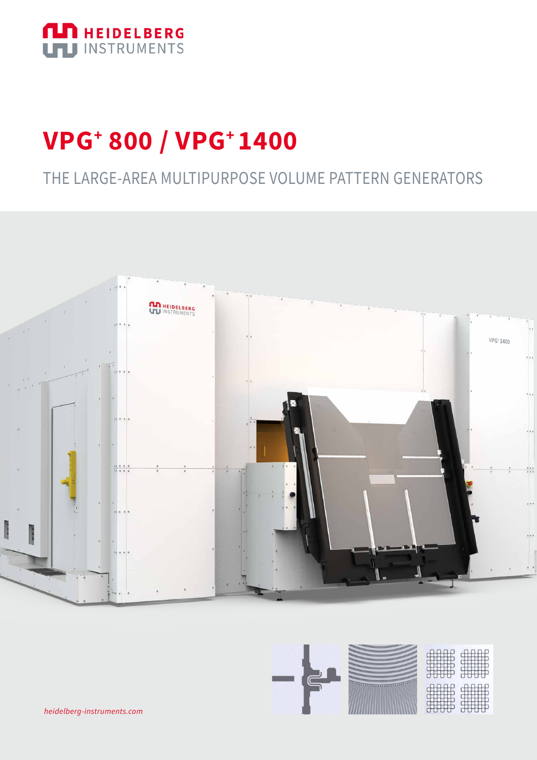HEIDELBERG INSTRUMENTS

# VPG$^+$ 800 / VPG$^+$ 1400

## THE LARGE-AREA MULTIPURPOSE VOLUME PATTERN GENERATORS

*heidelberg-instruments.com*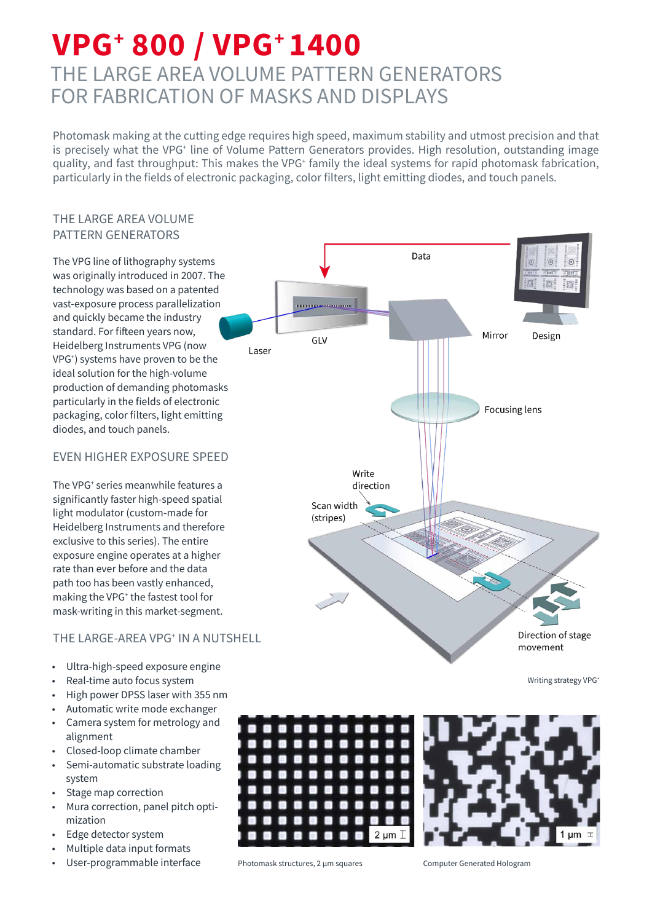# VPG+ 800 / VPG+ 1400

## THE LARGE AREA VOLUME PATTERN GENERATORS FOR FABRICATION OF MASKS AND DISPLAYS

Photomask making at the cutting edge requires high speed, maximum stability and utmost precision and that is precisely what the VPG+ line of Volume Pattern Generators provides. High resolution, outstanding image quality, and fast throughput: This makes the VPG+ family the ideal systems for rapid photomask fabrication, particularly in the fields of electronic packaging, color filters, light emitting diodes, and touch panels.

### THE LARGE AREA VOLUME PATTERN GENERATORS

The VPG line of lithography systems was originally introduced in 2007. The technology was based on a patented vast-exposure process parallelization and quickly became the industry standard. For fifteen years now, Heidelberg Instruments VPG (now VPG+) systems have proven to be the ideal solution for the high-volume production of demanding photomasks particularly in the fields of electronic packaging, color filters, light emitting diodes, and touch panels.

### EVEN HIGHER EXPOSURE SPEED

The VPG+ series meanwhile features a significantly faster high-speed spatial light modulator (custom-made for Heidelberg Instruments and therefore exclusive to this series). The entire exposure engine operates at a higher rate than ever before and the data path too has been vastly enhanced, making the VPG+ the fastest tool for mask-writing in this market-segment.

### THE LARGE-AREA VPG+ IN A NUTSHELL

- Ultra-high-speed exposure engine
- Real-time auto focus system
- High power DPSS laser with 355 nm
- Automatic write mode exchanger
- Camera system for metrology and alignment
- Closed-loop climate chamber
- Semi-automatic substrate loading system
- Stage map correction
- Mura correction, panel pitch optimization
- Edge detector system
- Multiple data input formats
- User-programmable interface

Data

Laser

GLV

Mirror

Design

Focusing lens

Write direction

Scan width (stripes)

Direction of stage movement

Writing strategy VPG+

2 µm

Photomask structures, 2 µm squares

1 µm

Computer Generated Hologram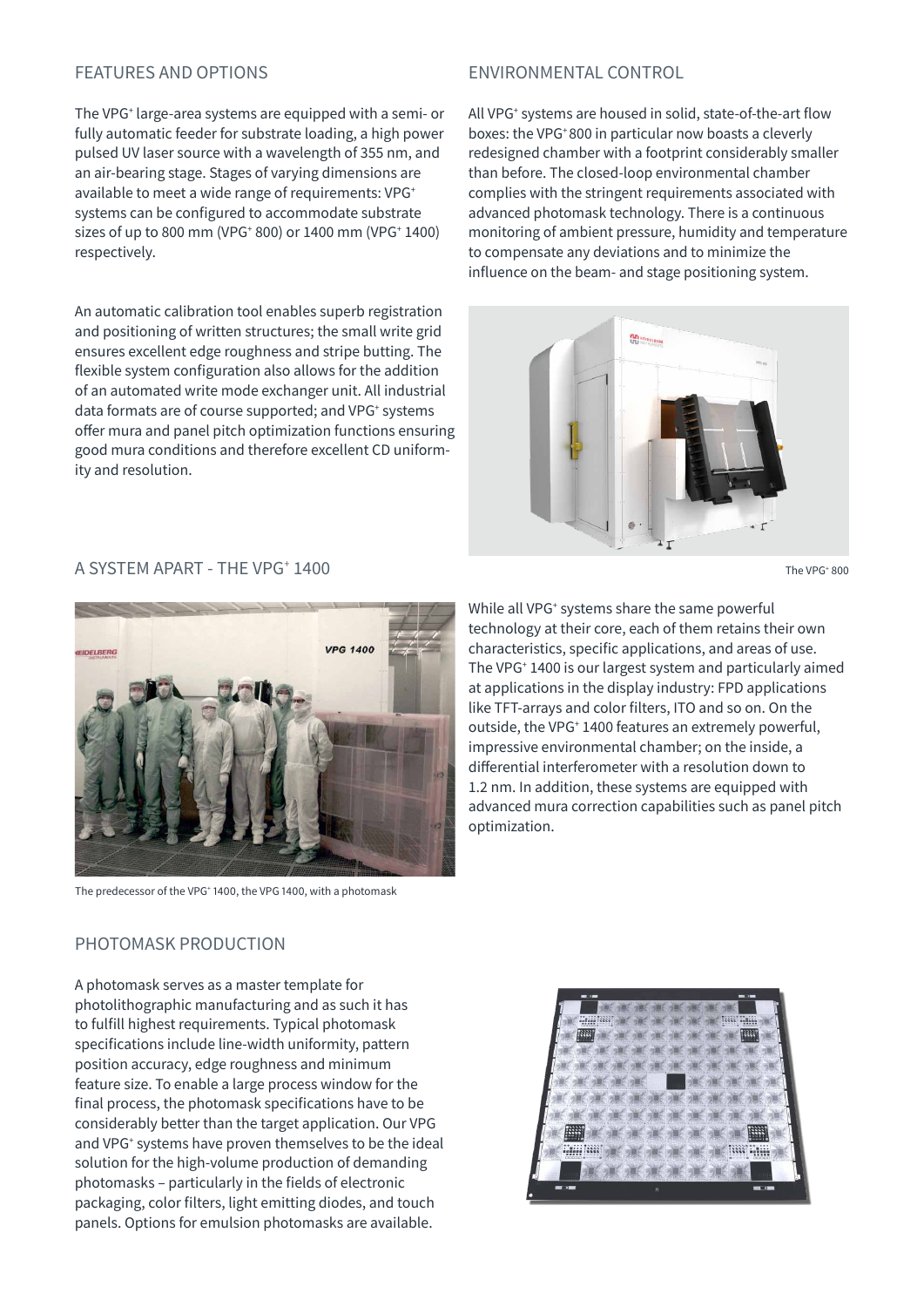## FEATURES AND OPTIONS

The VPG+ large-area systems are equipped with a semi- or fully automatic feeder for substrate loading, a high power pulsed UV laser source with a wavelength of 355 nm, and an air-bearing stage. Stages of varying dimensions are available to meet a wide range of requirements: VPG+ systems can be configured to accommodate substrate sizes of up to 800 mm (VPG+ 800) or 1400 mm (VPG+ 1400) respectively.

An automatic calibration tool enables superb registration and positioning of written structures; the small write grid ensures excellent edge roughness and stripe butting. The flexible system configuration also allows for the addition of an automated write mode exchanger unit. All industrial data formats are of course supported; and VPG+ systems offer mura and panel pitch optimization functions ensuring good mura conditions and therefore excellent CD uniformity and resolution.

## ENVIRONMENTAL CONTROL

All VPG+ systems are housed in solid, state-of-the-art flow boxes: the VPG+ 800 in particular now boasts a cleverly redesigned chamber with a footprint considerably smaller than before. The closed-loop environmental chamber complies with the stringent requirements associated with advanced photomask technology. There is a continuous monitoring of ambient pressure, humidity and temperature to compensate any deviations and to minimize the influence on the beam- and stage positioning system.

The VPG+ 800

## A SYSTEM APART - THE VPG+ 1400

The predecessor of the VPG+ 1400, the VPG 1400, with a photomask

While all VPG+ systems share the same powerful technology at their core, each of them retains their own characteristics, specific applications, and areas of use. The VPG+ 1400 is our largest system and particularly aimed at applications in the display industry: FPD applications like TFT-arrays and color filters, ITO and so on. On the outside, the VPG+ 1400 features an extremely powerful, impressive environmental chamber; on the inside, a differential interferometer with a resolution down to 1.2 nm. In addition, these systems are equipped with advanced mura correction capabilities such as panel pitch optimization.

## PHOTOMASK PRODUCTION

A photomask serves as a master template for photolithographic manufacturing and as such it has to fulfill highest requirements. Typical photomask specifications include line-width uniformity, pattern position accuracy, edge roughness and minimum feature size. To enable a large process window for the final process, the photomask specifications have to be considerably better than the target application. Our VPG and VPG+ systems have proven themselves to be the ideal solution for the high-volume production of demanding photomasks – particularly in the fields of electronic packaging, color filters, light emitting diodes, and touch panels. Options for emulsion photomasks are available.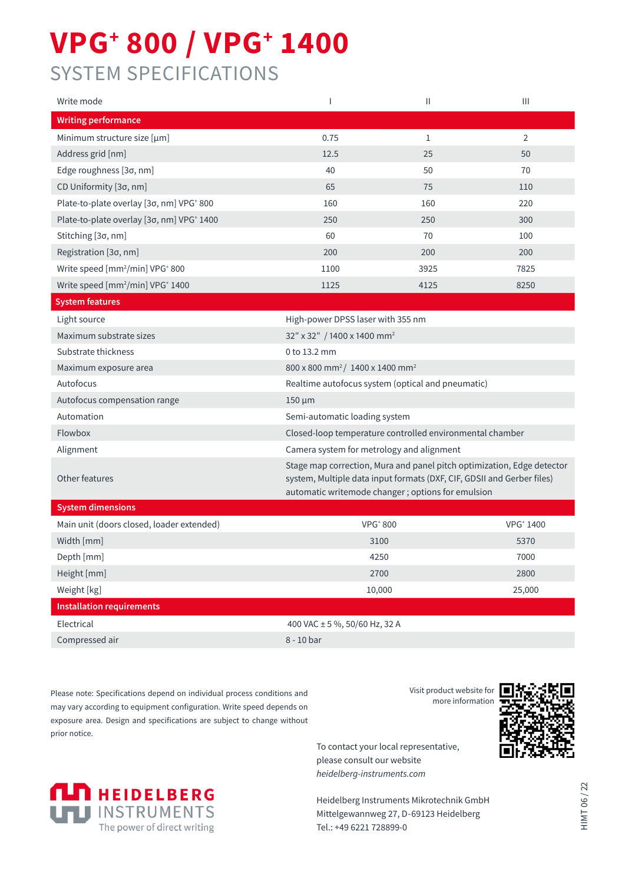# VPG⁺ 800 / VPG⁺ 1400

## SYSTEM SPECIFICATIONS

| Write mode | I | II | III |
|---|---|---|---|
| **Writing performance** | | | |
| Minimum structure size [µm] | 0.75 | 1 | 2 |
| Address grid [nm] | 12.5 | 25 | 50 |
| Edge roughness [3σ, nm] | 40 | 50 | 70 |
| CD Uniformity [3σ, nm] | 65 | 75 | 110 |
| Plate-to-plate overlay [3σ, nm] VPG⁺ 800 | 160 | 160 | 220 |
| Plate-to-plate overlay [3σ, nm] VPG⁺ 1400 | 250 | 250 | 300 |
| Stitching [3σ, nm] | 60 | 70 | 100 |
| Registration [3σ, nm] | 200 | 200 | 200 |
| Write speed [mm²/min] VPG⁺ 800 | 1100 | 3925 | 7825 |
| Write speed [mm²/min] VPG⁺ 1400 | 1125 | 4125 | 8250 |

| **System features** | |
|---|---|
| Light source | High-power DPSS laser with 355 nm |
| Maximum substrate sizes | 32" x 32" / 1400 x 1400 mm² |
| Substrate thickness | 0 to 13.2 mm |
| Maximum exposure area | 800 x 800 mm² / 1400 x 1400 mm² |
| Autofocus | Realtime autofocus system (optical and pneumatic) |
| Autofocus compensation range | 150 µm |
| Automation | Semi-automatic loading system |
| Flowbox | Closed-loop temperature controlled environmental chamber |
| Alignment | Camera system for metrology and alignment |
| Other features | Stage map correction, Mura and panel pitch optimization, Edge detector system, Multiple data input formats (DXF, CIF, GDSII and Gerber files) automatic writemode changer ; options for emulsion |

| **System dimensions** | | |
|---|---|---|
| Main unit (doors closed, loader extended) | VPG⁺ 800 | VPG⁺ 1400 |
| Width [mm] | 3100 | 5370 |
| Depth [mm] | 4250 | 7000 |
| Height [mm] | 2700 | 2800 |
| Weight [kg] | 10,000 | 25,000 |

| **Installation requirements** | |
|---|---|
| Electrical | 400 VAC ± 5 %, 50/60 Hz, 32 A |
| Compressed air | 8 - 10 bar |

Please note: Specifications depend on individual process conditions and may vary according to equipment configuration. Write speed depends on exposure area. Design and specifications are subject to change without prior notice.

Visit product website for more information

To contact your local representative, please consult our website *heidelberg-instruments.com*

Heidelberg Instruments Mikrotechnik GmbH
Mittelgewannweg 27, D-69123 Heidelberg
Tel.: +49 6221 728899-0

HEIDELBERG INSTRUMENTS
The power of direct writing

HIMT 06 / 22